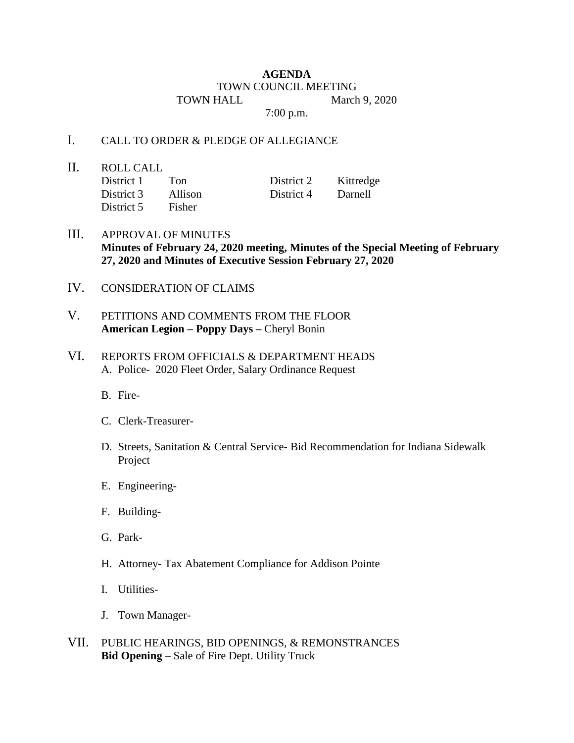# AGENDA

TOWN COUNCIL MEETING

TOWN HALL March 9, 2020

7:00 p.m.

I. CALL TO ORDER & PLEDGE OF ALLEGIANCE

II. ROLL CALL

| District 1 | Ton | District 2 | Kittredge |
|---|---|---|---|
| District 3 | Allison | District 4 | Darnell |
| District 5 | Fisher | | |

III. APPROVAL OF MINUTES
**Minutes of February 24, 2020 meeting, Minutes of the Special Meeting of February 27, 2020 and Minutes of Executive Session February 27, 2020**

IV. CONSIDERATION OF CLAIMS

V. PETITIONS AND COMMENTS FROM THE FLOOR
**American Legion – Poppy Days –** Cheryl Bonin

VI. REPORTS FROM OFFICIALS & DEPARTMENT HEADS

A. Police- 2020 Fleet Order, Salary Ordinance Request

B. Fire-

C. Clerk-Treasurer-

D. Streets, Sanitation & Central Service- Bid Recommendation for Indiana Sidewalk Project

E. Engineering-

F. Building-

G. Park-

H. Attorney- Tax Abatement Compliance for Addison Pointe

I. Utilities-

J. Town Manager-

VII. PUBLIC HEARINGS, BID OPENINGS, & REMONSTRANCES
**Bid Opening** – Sale of Fire Dept. Utility Truck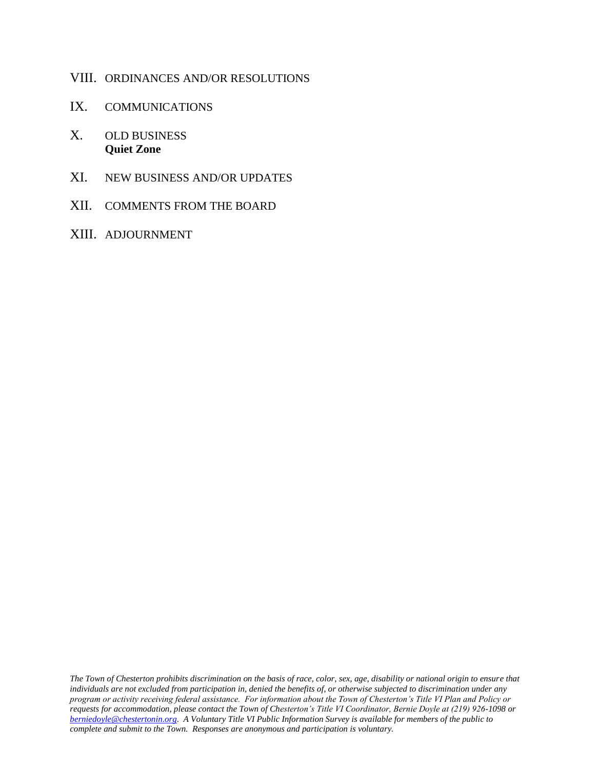VIII. ORDINANCES AND/OR RESOLUTIONS

IX. COMMUNICATIONS

X. OLD BUSINESS
**Quiet Zone**

XI. NEW BUSINESS AND/OR UPDATES

XII. COMMENTS FROM THE BOARD

XIII. ADJOURNMENT

*The Town of Chesterton prohibits discrimination on the basis of race, color, sex, age, disability or national origin to ensure that individuals are not excluded from participation in, denied the benefits of, or otherwise subjected to discrimination under any program or activity receiving federal assistance. For information about the Town of Chesterton's Title VI Plan and Policy or requests for accommodation, please contact the Town of Chesterton's Title VI Coordinator, Bernie Doyle at (219) 926-1098 or berniedoyle@chestertonin.org. A Voluntary Title VI Public Information Survey is available for members of the public to complete and submit to the Town. Responses are anonymous and participation is voluntary.*